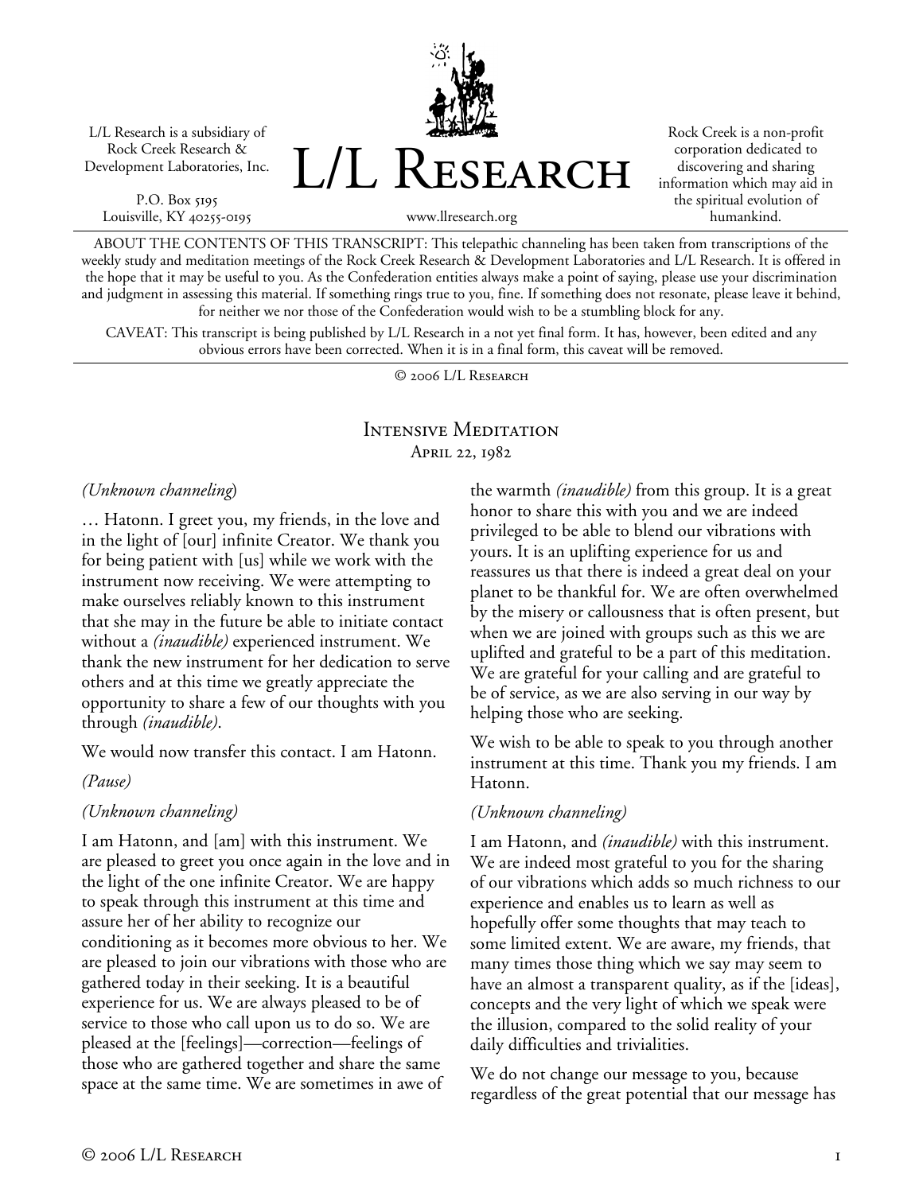L/L Research is a subsidiary of Rock Creek Research & Development Laboratories, Inc.

P.O. Box 5195
Louisville, KY 40255-0195

# L/L Research

www.llresearch.org

Rock Creek is a non-profit corporation dedicated to discovering and sharing information which may aid in the spiritual evolution of humankind.

ABOUT THE CONTENTS OF THIS TRANSCRIPT: This telepathic channeling has been taken from transcriptions of the weekly study and meditation meetings of the Rock Creek Research & Development Laboratories and L/L Research. It is offered in the hope that it may be useful to you. As the Confederation entities always make a point of saying, please use your discrimination and judgment in assessing this material. If something rings true to you, fine. If something does not resonate, please leave it behind, for neither we nor those of the Confederation would wish to be a stumbling block for any.

CAVEAT: This transcript is being published by L/L Research in a not yet final form. It has, however, been edited and any obvious errors have been corrected. When it is in a final form, this caveat will be removed.

© 2006 L/L Research

## Intensive Meditation
### April 22, 1982

*(Unknown channeling)*

… Hatonn. I greet you, my friends, in the love and in the light of [our] infinite Creator. We thank you for being patient with [us] while we work with the instrument now receiving. We were attempting to make ourselves reliably known to this instrument that she may in the future be able to initiate contact without a *(inaudible)* experienced instrument. We thank the new instrument for her dedication to serve others and at this time we greatly appreciate the opportunity to share a few of our thoughts with you through *(inaudible)*.

We would now transfer this contact. I am Hatonn.

*(Pause)*

*(Unknown channeling)*

I am Hatonn, and [am] with this instrument. We are pleased to greet you once again in the love and in the light of the one infinite Creator. We are happy to speak through this instrument at this time and assure her of her ability to recognize our conditioning as it becomes more obvious to her. We are pleased to join our vibrations with those who are gathered today in their seeking. It is a beautiful experience for us. We are always pleased to be of service to those who call upon us to do so. We are pleased at the [feelings]—correction—feelings of those who are gathered together and share the same space at the same time. We are sometimes in awe of the warmth *(inaudible)* from this group. It is a great honor to share this with you and we are indeed privileged to be able to blend our vibrations with yours. It is an uplifting experience for us and reassures us that there is indeed a great deal on your planet to be thankful for. We are often overwhelmed by the misery or callousness that is often present, but when we are joined with groups such as this we are uplifted and grateful to be a part of this meditation. We are grateful for your calling and are grateful to be of service, as we are also serving in our way by helping those who are seeking.

We wish to be able to speak to you through another instrument at this time. Thank you my friends. I am Hatonn.

*(Unknown channeling)*

I am Hatonn, and *(inaudible)* with this instrument. We are indeed most grateful to you for the sharing of our vibrations which adds so much richness to our experience and enables us to learn as well as hopefully offer some thoughts that may teach to some limited extent. We are aware, my friends, that many times those thing which we say may seem to have an almost a transparent quality, as if the [ideas], concepts and the very light of which we speak were the illusion, compared to the solid reality of your daily difficulties and trivialities.

We do not change our message to you, because regardless of the great potential that our message has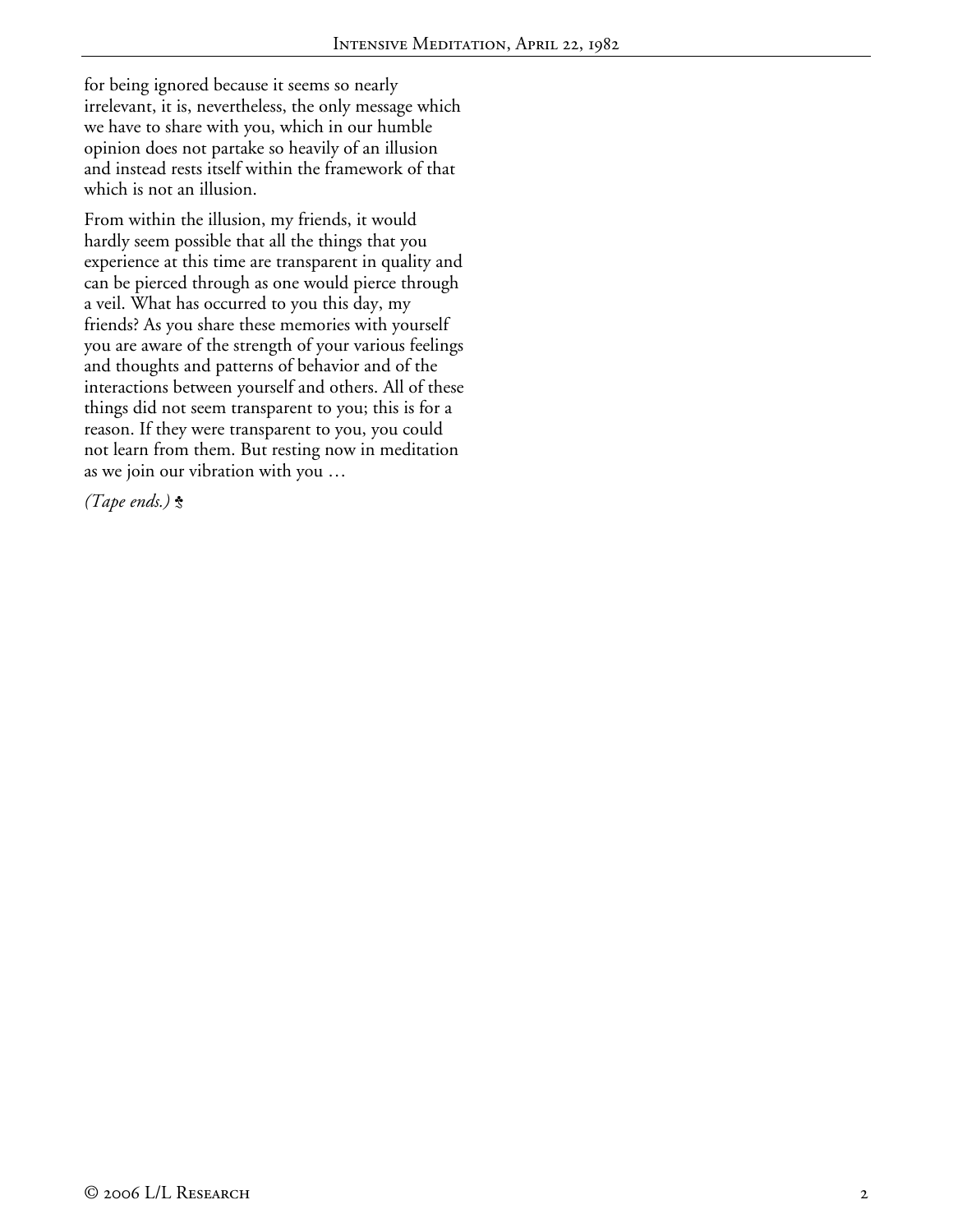for being ignored because it seems so nearly irrelevant, it is, nevertheless, the only message which we have to share with you, which in our humble opinion does not partake so heavily of an illusion and instead rests itself within the framework of that which is not an illusion.

From within the illusion, my friends, it would hardly seem possible that all the things that you experience at this time are transparent in quality and can be pierced through as one would pierce through a veil. What has occurred to you this day, my friends? As you share these memories with yourself you are aware of the strength of your various feelings and thoughts and patterns of behavior and of the interactions between yourself and others. All of these things did not seem transparent to you; this is for a reason. If they were transparent to you, you could not learn from them. But resting now in meditation as we join our vibration with you …

*(Tape ends.)*